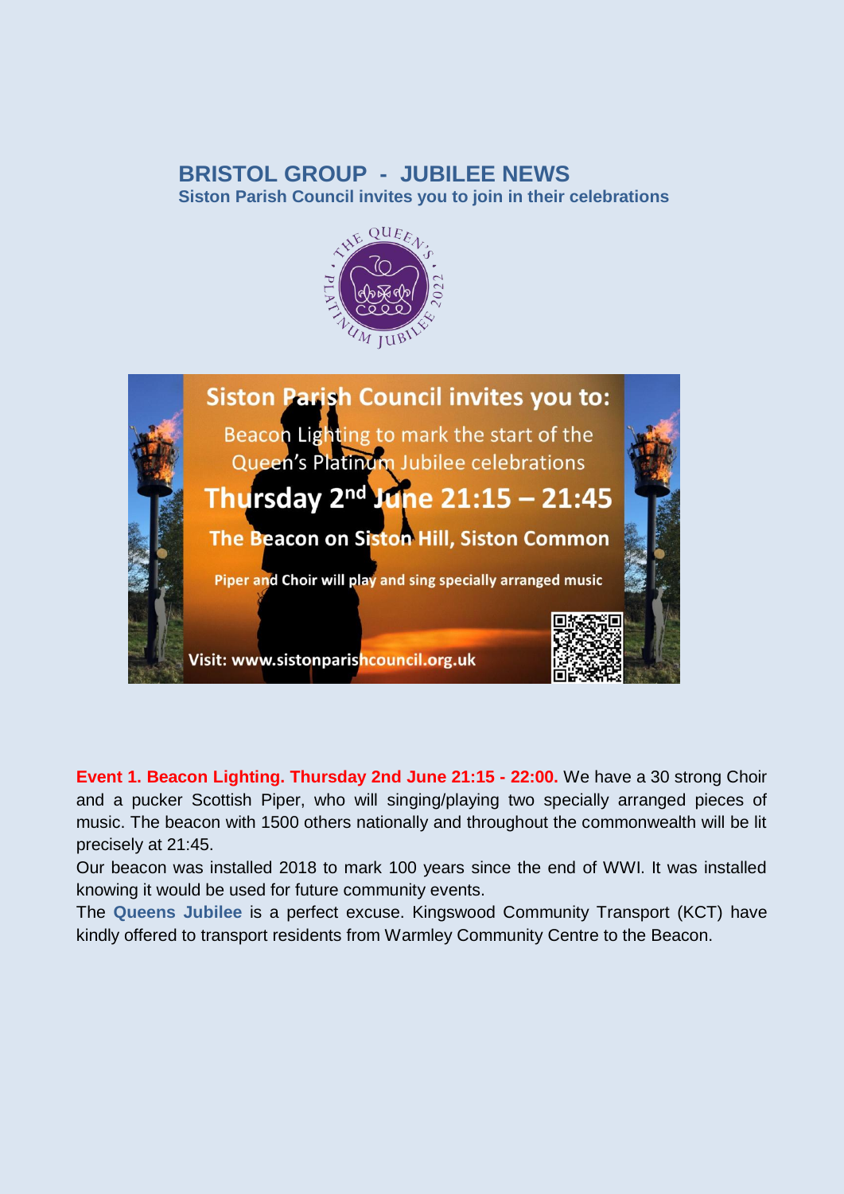## BRISTOL GROUP - JUBILEE NEWS

**Siston Parish Council invites you to join in their celebrations**

Siston Parish Council invites you to:

Beacon Lighting to mark the start of the Queen's Platinum Jubilee celebrations

**Thursday 2nd June 21:15 – 21:45**

**The Beacon on Siston Hill, Siston Common**

**Piper and Choir will play and sing specially arranged music**

**Visit: www.sistonparishcouncil.org.uk**

**Event 1. Beacon Lighting. Thursday 2nd June 21:15 - 22:00.** We have a 30 strong Choir and a pucker Scottish Piper, who will singing/playing two specially arranged pieces of music. The beacon with 1500 others nationally and throughout the commonwealth will be lit precisely at 21:45.

Our beacon was installed 2018 to mark 100 years since the end of WWI. It was installed knowing it would be used for future community events.

The **Queens Jubilee** is a perfect excuse. Kingswood Community Transport (KCT) have kindly offered to transport residents from Warmley Community Centre to the Beacon.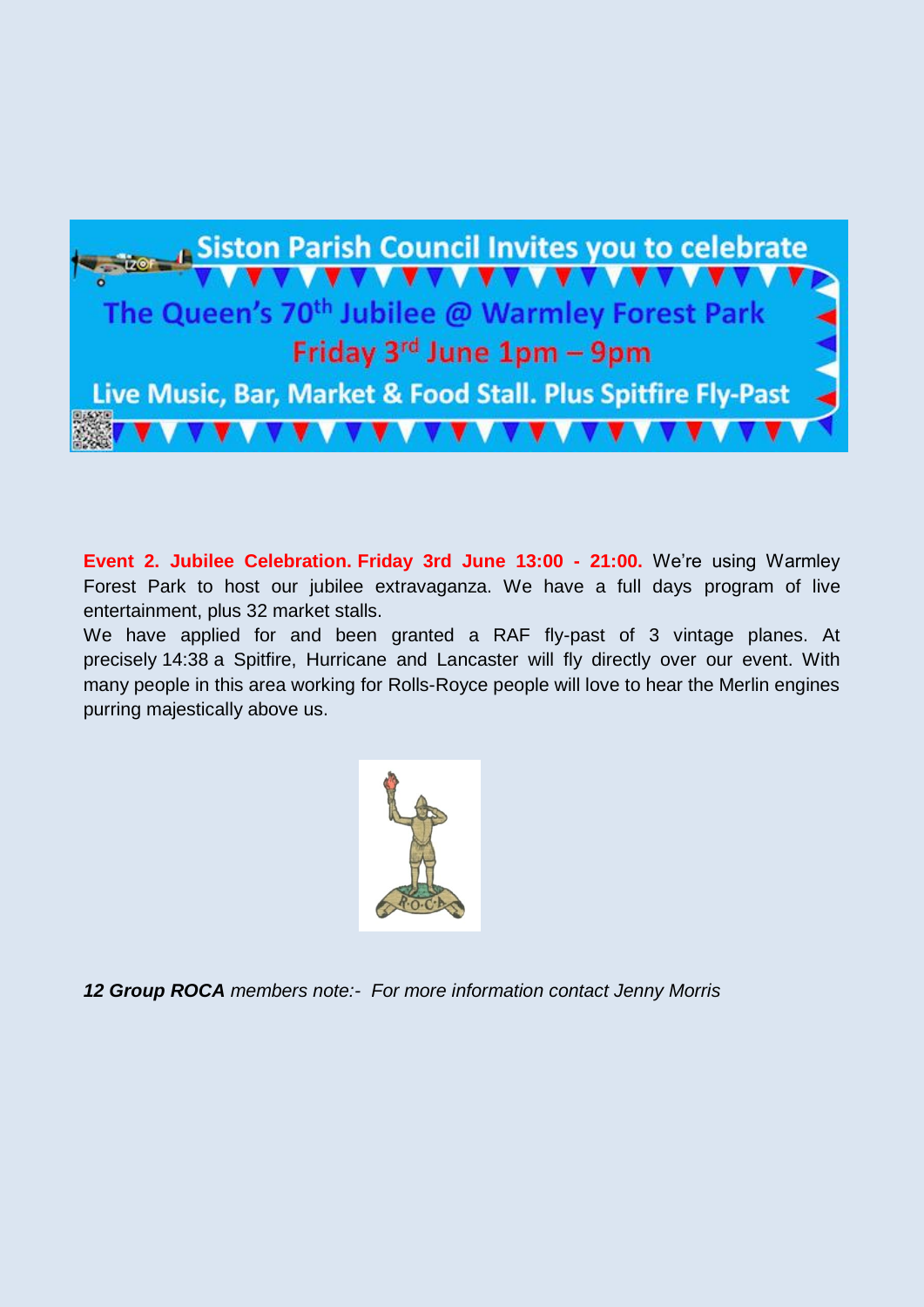Siston Parish Council Invites you to celebrate

The Queen's 70th Jubilee @ Warmley Forest Park

Friday 3rd June 1pm – 9pm

Live Music, Bar, Market & Food Stall. Plus Spitfire Fly-Past

**Event 2. Jubilee Celebration. Friday 3rd June 13:00 - 21:00.** We're using Warmley Forest Park to host our jubilee extravaganza. We have a full days program of live entertainment, plus 32 market stalls.

We have applied for and been granted a RAF fly-past of 3 vintage planes. At precisely 14:38 a Spitfire, Hurricane and Lancaster will fly directly over our event. With many people in this area working for Rolls-Royce people will love to hear the Merlin engines purring majestically above us.

R·O·C·A

***12 Group ROCA*** *members note:- For more information contact Jenny Morris*